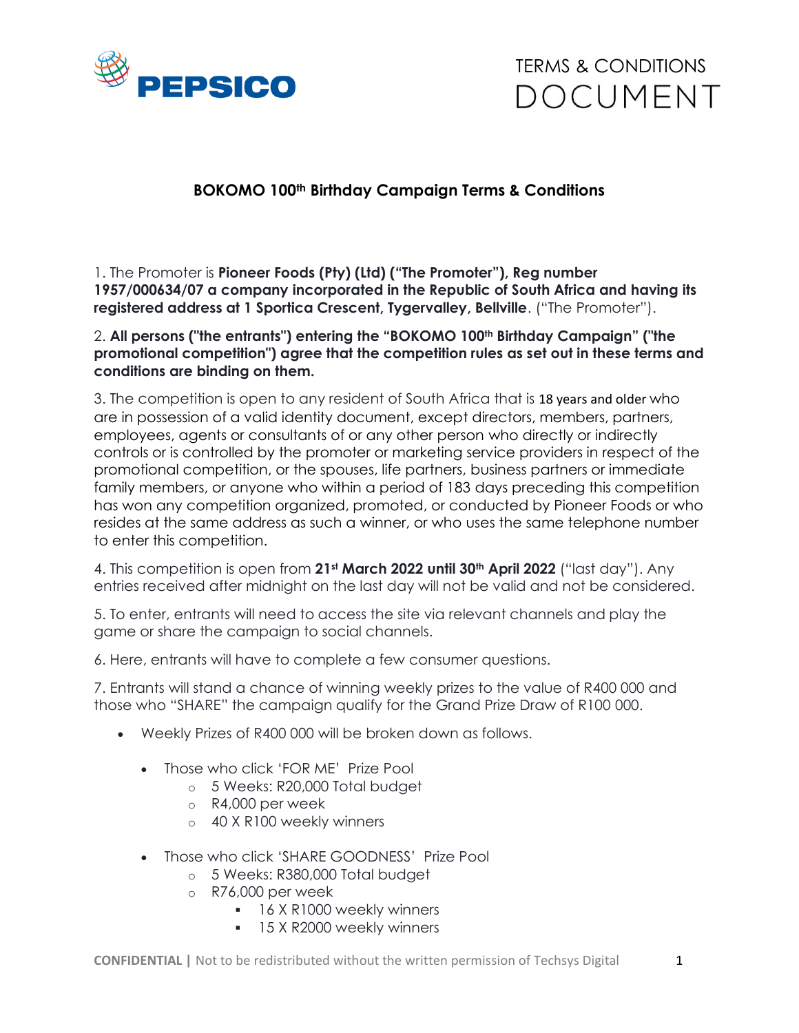TERMS & CONDITIONS
DOCUMENT

## BOKOMO 100th Birthday Campaign Terms & Conditions

1. The Promoter is **Pioneer Foods (Pty) (Ltd) ("The Promoter"), Reg number 1957/000634/07 a company incorporated in the Republic of South Africa and having its registered address at 1 Sportica Crescent, Tygervalley, Bellville**. ("The Promoter").

2. **All persons ("the entrants") entering the "BOKOMO 100th Birthday Campaign" ("the promotional competition") agree that the competition rules as set out in these terms and conditions are binding on them.**

3. The competition is open to any resident of South Africa that is 18 years and older who are in possession of a valid identity document, except directors, members, partners, employees, agents or consultants of or any other person who directly or indirectly controls or is controlled by the promoter or marketing service providers in respect of the promotional competition, or the spouses, life partners, business partners or immediate family members, or anyone who within a period of 183 days preceding this competition has won any competition organized, promoted, or conducted by Pioneer Foods or who resides at the same address as such a winner, or who uses the same telephone number to enter this competition.

4. This competition is open from **21st March 2022 until 30th April 2022** ("last day"). Any entries received after midnight on the last day will not be valid and not be considered.

5. To enter, entrants will need to access the site via relevant channels and play the game or share the campaign to social channels.

6. Here, entrants will have to complete a few consumer questions.

7. Entrants will stand a chance of winning weekly prizes to the value of R400 000 and those who "SHARE" the campaign qualify for the Grand Prize Draw of R100 000.

- Weekly Prizes of R400 000 will be broken down as follows.
  - Those who click 'FOR ME' Prize Pool
    - 5 Weeks: R20,000 Total budget
    - R4,000 per week
    - 40 X R100 weekly winners
  - Those who click 'SHARE GOODNESS' Prize Pool
    - 5 Weeks: R380,000 Total budget
    - R76,000 per week
      - 16 X R1000 weekly winners
      - 15 X R2000 weekly winners

**CONFIDENTIAL |** Not to be redistributed without the written permission of Techsys Digital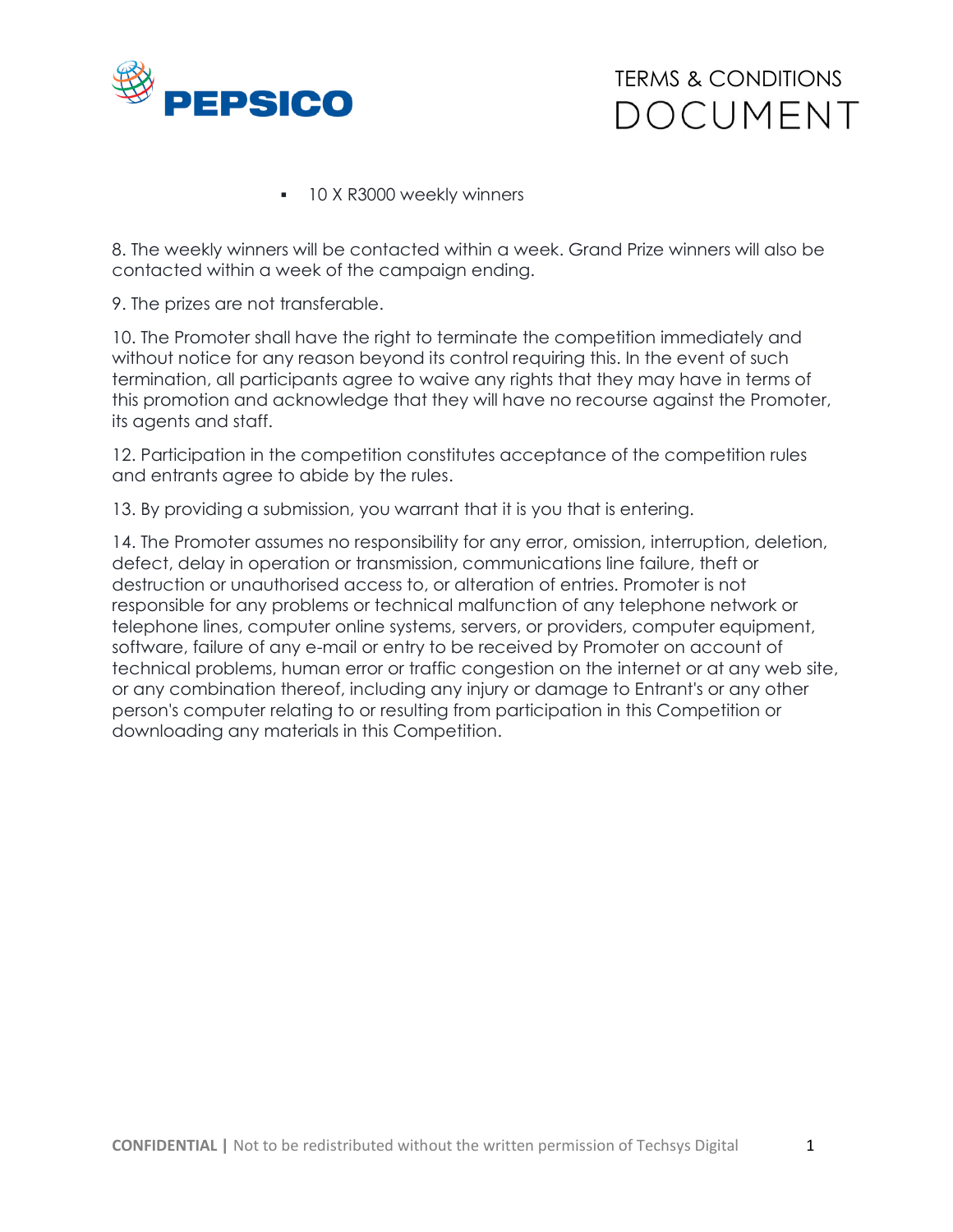- 10 X R3000 weekly winners

8. The weekly winners will be contacted within a week. Grand Prize winners will also be contacted within a week of the campaign ending.

9. The prizes are not transferable.

10. The Promoter shall have the right to terminate the competition immediately and without notice for any reason beyond its control requiring this. In the event of such termination, all participants agree to waive any rights that they may have in terms of this promotion and acknowledge that they will have no recourse against the Promoter, its agents and staff.

12. Participation in the competition constitutes acceptance of the competition rules and entrants agree to abide by the rules.

13. By providing a submission, you warrant that it is you that is entering.

14. The Promoter assumes no responsibility for any error, omission, interruption, deletion, defect, delay in operation or transmission, communications line failure, theft or destruction or unauthorised access to, or alteration of entries. Promoter is not responsible for any problems or technical malfunction of any telephone network or telephone lines, computer online systems, servers, or providers, computer equipment, software, failure of any e-mail or entry to be received by Promoter on account of technical problems, human error or traffic congestion on the internet or at any web site, or any combination thereof, including any injury or damage to Entrant's or any other person's computer relating to or resulting from participation in this Competition or downloading any materials in this Competition.